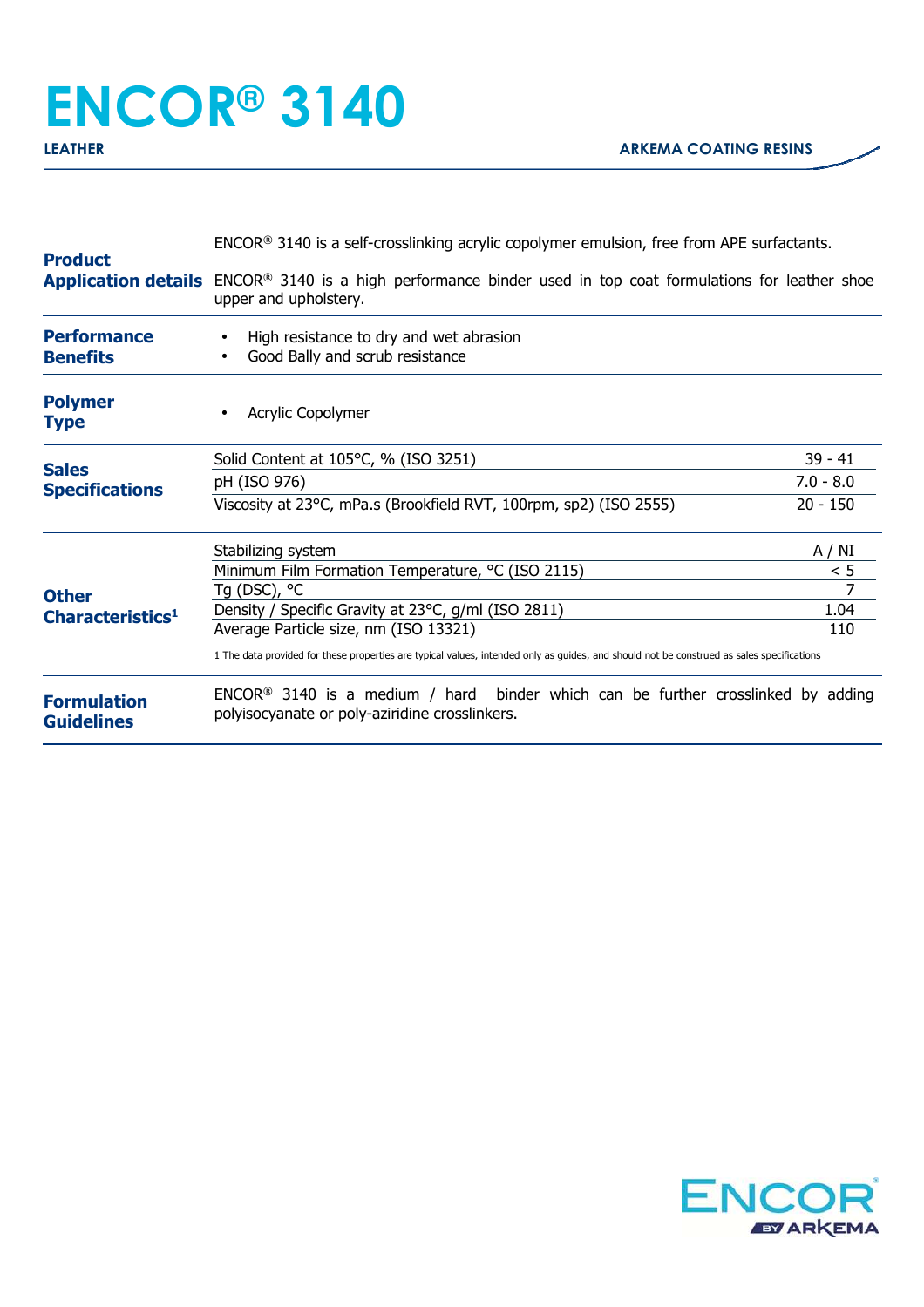# ENCOR® 3140

**LEATHER** | **ARKEMA COATING RESINS**

## Product Application details

ENCOR® 3140 is a self-crosslinking acrylic copolymer emulsion, free from APE surfactants.

ENCOR® 3140 is a high performance binder used in top coat formulations for leather shoe upper and upholstery.

## Performance Benefits

- High resistance to dry and wet abrasion
- Good Bally and scrub resistance

## Polymer Type

- Acrylic Copolymer

## Sales Specifications

| Property | Value |
| --- | --- |
| Solid Content at 105°C, % (ISO 3251) | 39 - 41 |
| pH (ISO 976) | 7.0 - 8.0 |
| Viscosity at 23°C, mPa.s (Brookfield RVT, 100rpm, sp2) (ISO 2555) | 20 - 150 |

## Other Characteristics[1]

| Property | Value |
| --- | --- |
| Stabilizing system | A / NI |
| Minimum Film Formation Temperature, °C (ISO 2115) | < 5 |
| Tg (DSC), °C | 7 |
| Density / Specific Gravity at 23°C, g/ml (ISO 2811) | 1.04 |
| Average Particle size, nm (ISO 13321) | 110 |

1 The data provided for these properties are typical values, intended only as guides, and should not be construed as sales specifications

## Formulation Guidelines

ENCOR® 3140 is a medium / hard binder which can be further crosslinked by adding polyisocyanate or poly-aziridine crosslinkers.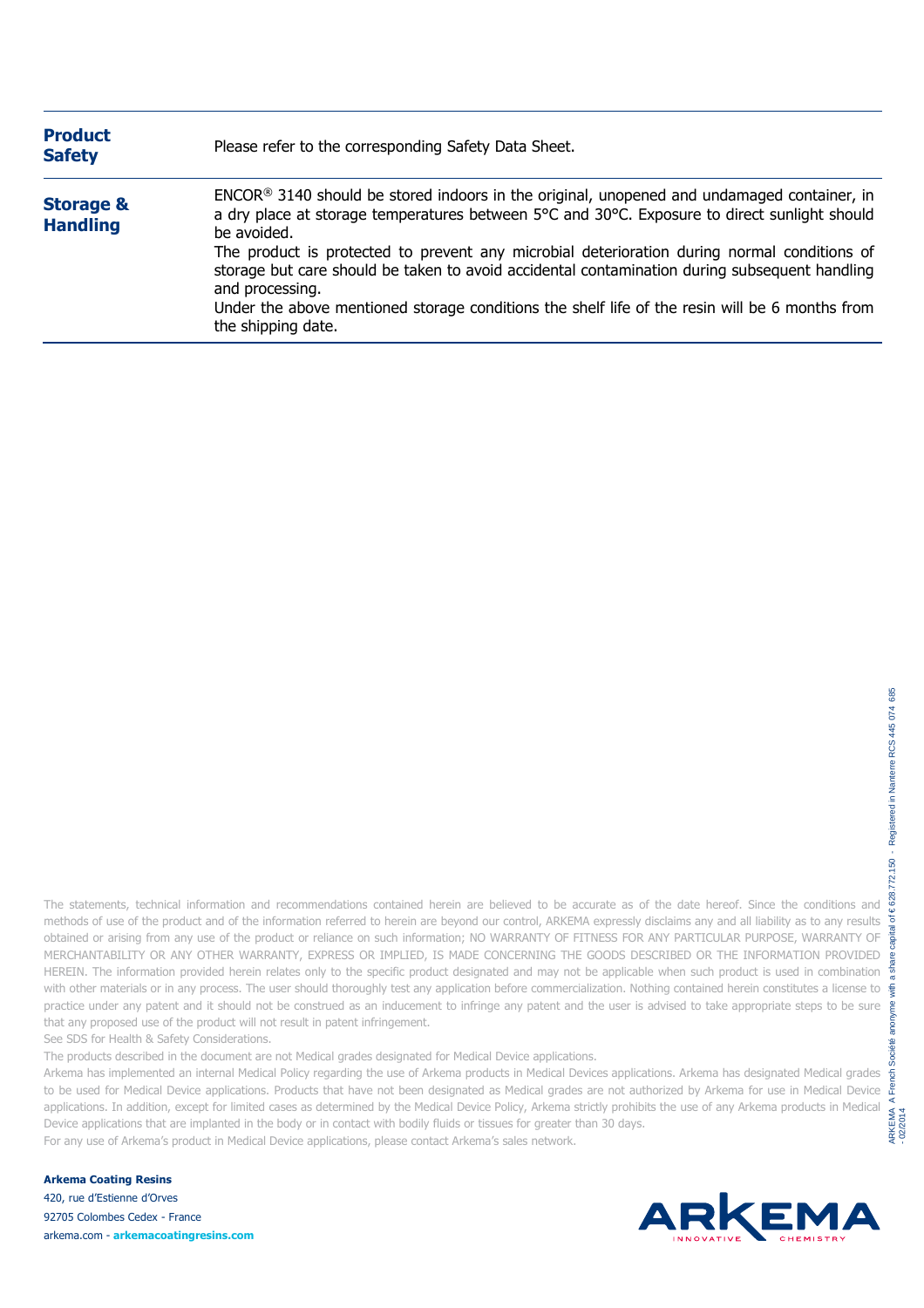| | |
|---|---|
| **Product Safety** | Please refer to the corresponding Safety Data Sheet. |
| **Storage & Handling** | ENCOR® 3140 should be stored indoors in the original, unopened and undamaged container, in a dry place at storage temperatures between 5°C and 30°C. Exposure to direct sunlight should be avoided.<br>The product is protected to prevent any microbial deterioration during normal conditions of storage but care should be taken to avoid accidental contamination during subsequent handling and processing.<br>Under the above mentioned storage conditions the shelf life of the resin will be 6 months from the shipping date. |

The statements, technical information and recommendations contained herein are believed to be accurate as of the date hereof. Since the conditions and methods of use of the product and of the information referred to herein are beyond our control, ARKEMA expressly disclaims any and all liability as to any results obtained or arising from any use of the product or reliance on such information; NO WARRANTY OF FITNESS FOR ANY PARTICULAR PURPOSE, WARRANTY OF MERCHANTABILITY OR ANY OTHER WARRANTY, EXPRESS OR IMPLIED, IS MADE CONCERNING THE GOODS DESCRIBED OR THE INFORMATION PROVIDED HEREIN. The information provided herein relates only to the specific product designated and may not be applicable when such product is used in combination with other materials or in any process. The user should thoroughly test any application before commercialization. Nothing contained herein constitutes a license to practice under any patent and it should not be construed as an inducement to infringe any patent and the user is advised to take appropriate steps to be sure that any proposed use of the product will not result in patent infringement.
See SDS for Health & Safety Considerations.

The products described in the document are not Medical grades designated for Medical Device applications.

Arkema has implemented an internal Medical Policy regarding the use of Arkema products in Medical Devices applications. Arkema has designated Medical grades to be used for Medical Device applications. Products that have not been designated as Medical grades are not authorized by Arkema for use in Medical Device applications. In addition, except for limited cases as determined by the Medical Device Policy, Arkema strictly prohibits the use of any Arkema products in Medical Device applications that are implanted in the body or in contact with bodily fluids or tissues for greater than 30 days.

For any use of Arkema's product in Medical Device applications, please contact Arkema's sales network.

ARKEMA A French Société anonyme with a share capital of € 628.772.150 - Registered in Nanterre RCS 445 074 685 - 02/2014

**Arkema Coating Resins**
420, rue d'Estienne d'Orves
92705 Colombes Cedex - France
arkema.com - **arkemacoatingresins.com**

ARKEMA INNOVATIVE CHEMISTRY